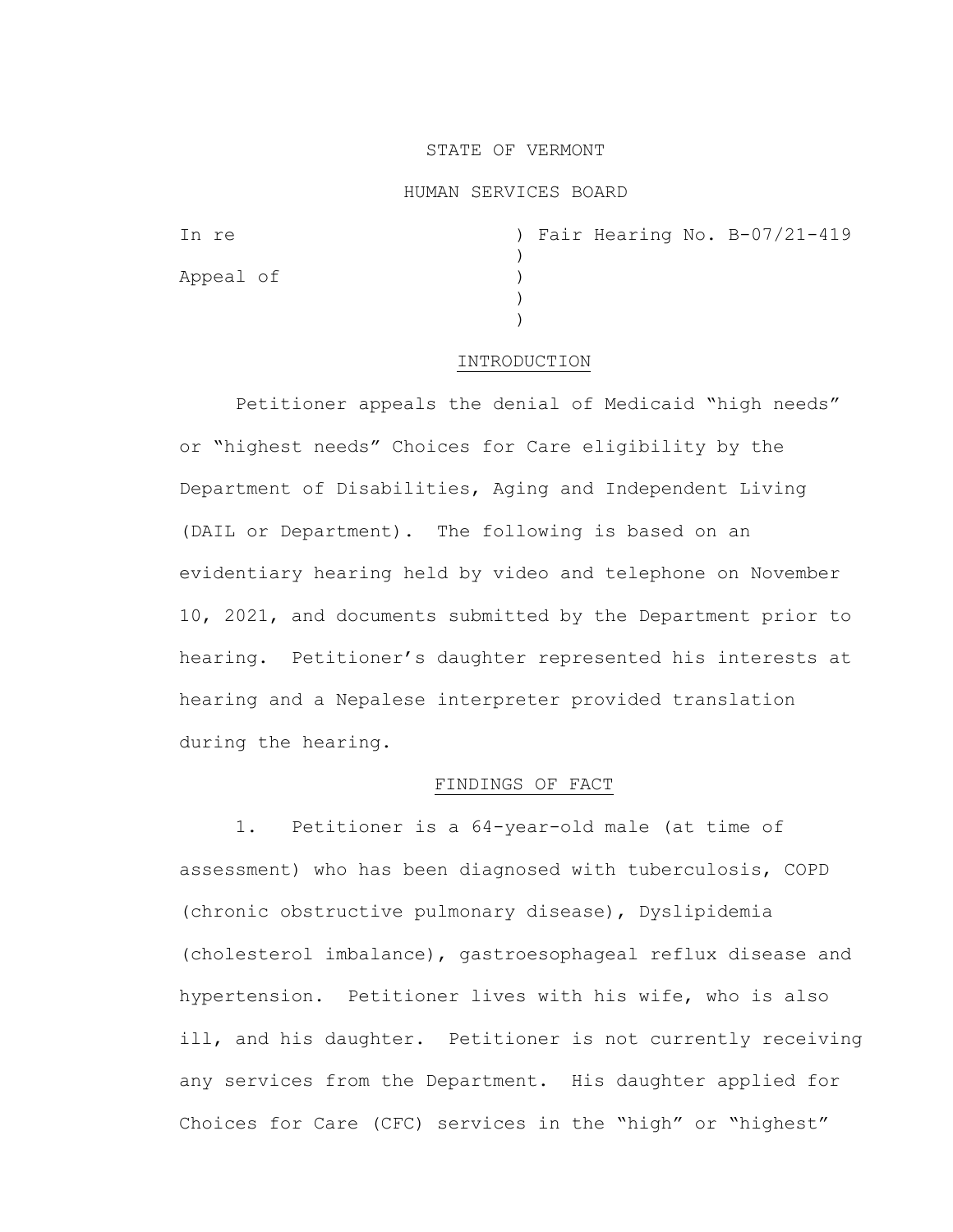STATE OF VERMONT

HUMAN SERVICES BOARD

In re ) Fair Hearing No. B-07/21-419
)
Appeal of )
)
)

## INTRODUCTION

Petitioner appeals the denial of Medicaid "high needs" or "highest needs" Choices for Care eligibility by the Department of Disabilities, Aging and Independent Living (DAIL or Department). The following is based on an evidentiary hearing held by video and telephone on November 10, 2021, and documents submitted by the Department prior to hearing. Petitioner's daughter represented his interests at hearing and a Nepalese interpreter provided translation during the hearing.

## FINDINGS OF FACT

1. Petitioner is a 64-year-old male (at time of assessment) who has been diagnosed with tuberculosis, COPD (chronic obstructive pulmonary disease), Dyslipidemia (cholesterol imbalance), gastroesophageal reflux disease and hypertension. Petitioner lives with his wife, who is also ill, and his daughter. Petitioner is not currently receiving any services from the Department. His daughter applied for Choices for Care (CFC) services in the "high" or "highest"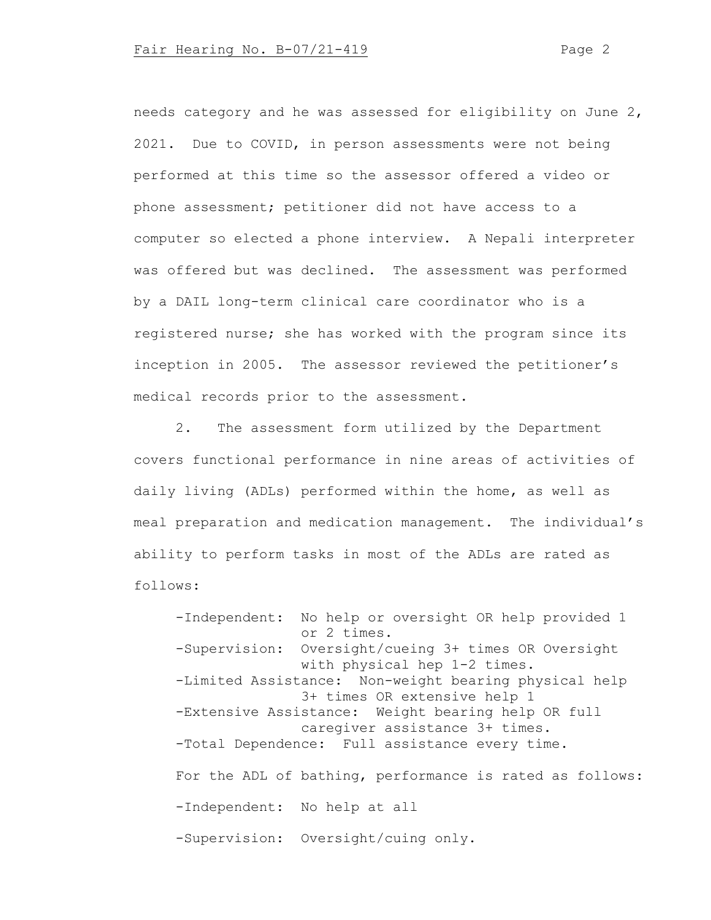needs category and he was assessed for eligibility on June 2, 2021. Due to COVID, in person assessments were not being performed at this time so the assessor offered a video or phone assessment; petitioner did not have access to a computer so elected a phone interview. A Nepali interpreter was offered but was declined. The assessment was performed by a DAIL long-term clinical care coordinator who is a registered nurse; she has worked with the program since its inception in 2005. The assessor reviewed the petitioner's medical records prior to the assessment.

2. The assessment form utilized by the Department covers functional performance in nine areas of activities of daily living (ADLs) performed within the home, as well as meal preparation and medication management. The individual's ability to perform tasks in most of the ADLs are rated as follows:

- -Independent: No help or oversight OR help provided 1 or 2 times.
- -Supervision: Oversight/cueing 3+ times OR Oversight with physical hep 1-2 times.
- -Limited Assistance: Non-weight bearing physical help 3+ times OR extensive help 1
- -Extensive Assistance: Weight bearing help OR full caregiver assistance 3+ times.
- -Total Dependence: Full assistance every time.

For the ADL of bathing, performance is rated as follows:

- -Independent: No help at all
- -Supervision: Oversight/cuing only.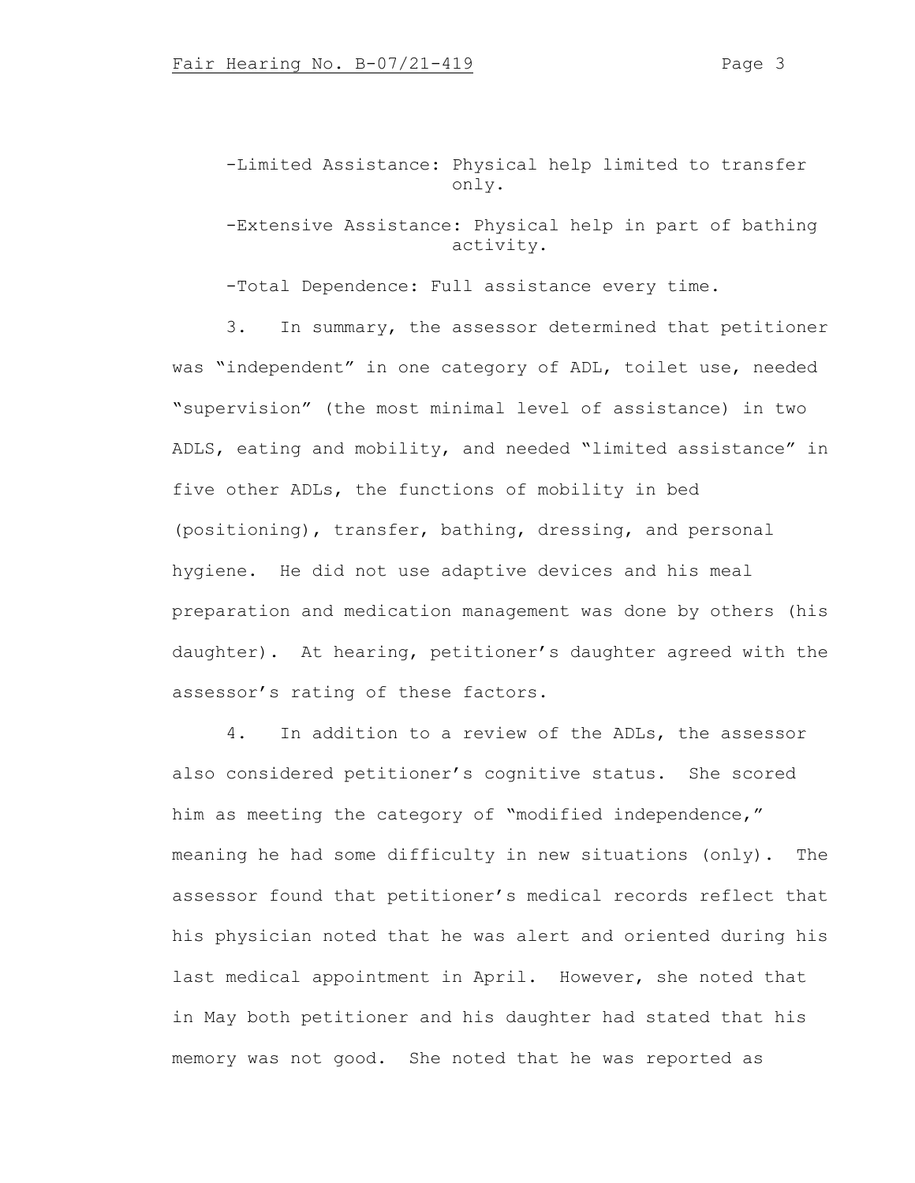-Limited Assistance: Physical help limited to transfer only.

-Extensive Assistance: Physical help in part of bathing activity.

-Total Dependence: Full assistance every time.

3. In summary, the assessor determined that petitioner was "independent" in one category of ADL, toilet use, needed "supervision" (the most minimal level of assistance) in two ADLS, eating and mobility, and needed "limited assistance" in five other ADLs, the functions of mobility in bed (positioning), transfer, bathing, dressing, and personal hygiene. He did not use adaptive devices and his meal preparation and medication management was done by others (his daughter). At hearing, petitioner's daughter agreed with the assessor's rating of these factors.

4. In addition to a review of the ADLs, the assessor also considered petitioner's cognitive status. She scored him as meeting the category of "modified independence," meaning he had some difficulty in new situations (only). The assessor found that petitioner's medical records reflect that his physician noted that he was alert and oriented during his last medical appointment in April. However, she noted that in May both petitioner and his daughter had stated that his memory was not good. She noted that he was reported as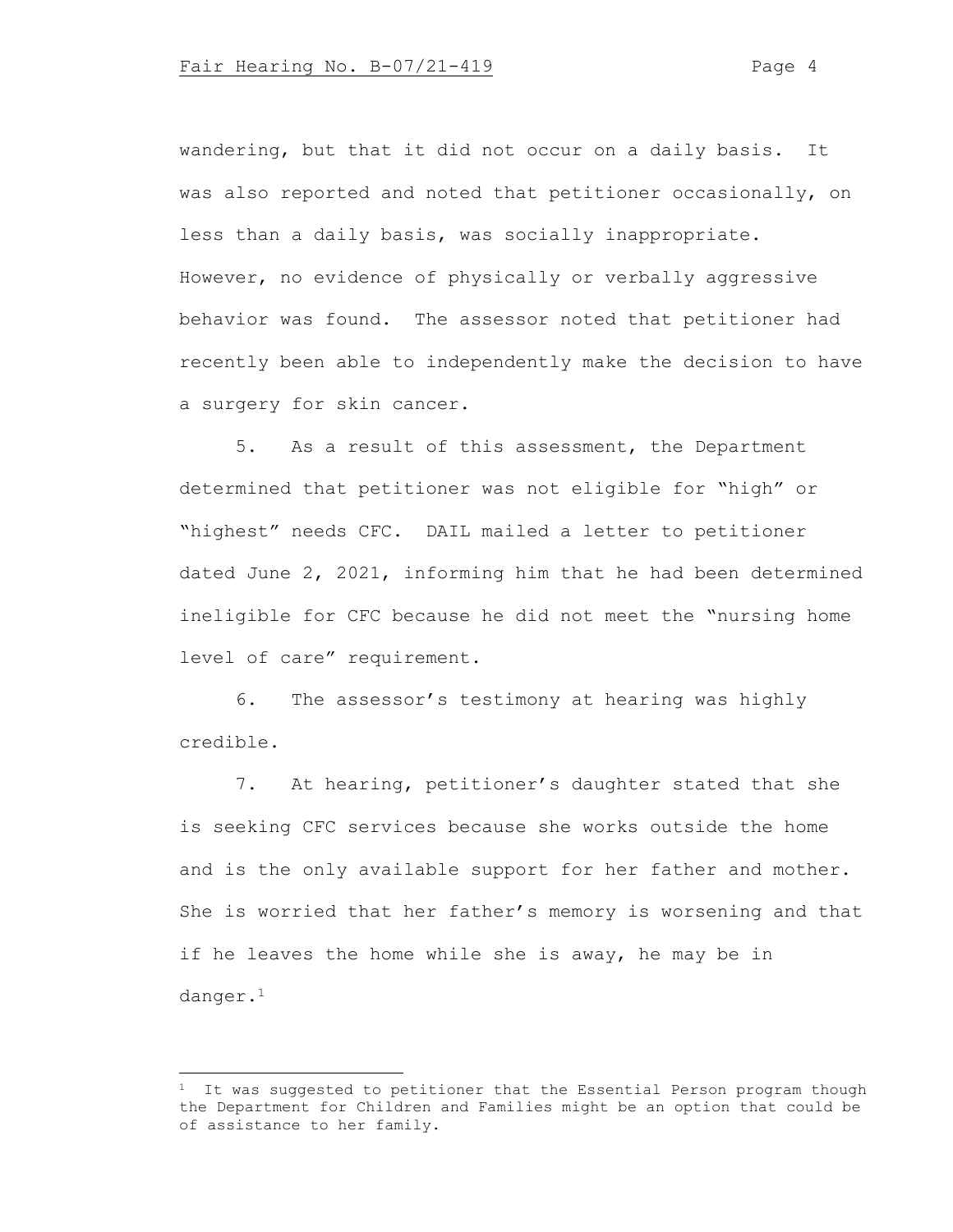wandering, but that it did not occur on a daily basis. It was also reported and noted that petitioner occasionally, on less than a daily basis, was socially inappropriate. However, no evidence of physically or verbally aggressive behavior was found. The assessor noted that petitioner had recently been able to independently make the decision to have a surgery for skin cancer.

5. As a result of this assessment, the Department determined that petitioner was not eligible for "high" or "highest" needs CFC. DAIL mailed a letter to petitioner dated June 2, 2021, informing him that he had been determined ineligible for CFC because he did not meet the "nursing home level of care" requirement.

6. The assessor's testimony at hearing was highly credible.

7. At hearing, petitioner's daughter stated that she is seeking CFC services because she works outside the home and is the only available support for her father and mother. She is worried that her father's memory is worsening and that if he leaves the home while she is away, he may be in danger.[1]

---

[1] It was suggested to petitioner that the Essential Person program though the Department for Children and Families might be an option that could be of assistance to her family.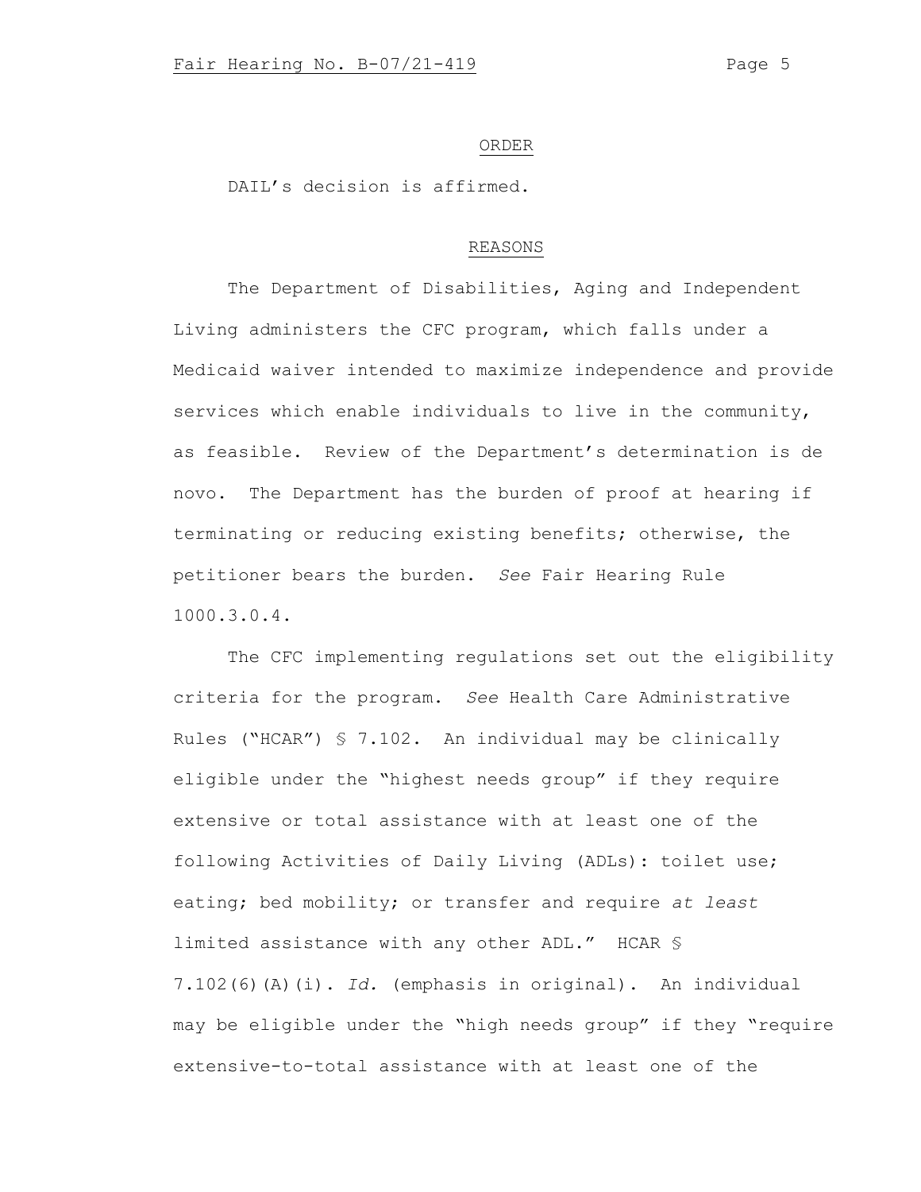## ORDER

DAIL's decision is affirmed.

## REASONS

The Department of Disabilities, Aging and Independent Living administers the CFC program, which falls under a Medicaid waiver intended to maximize independence and provide services which enable individuals to live in the community, as feasible. Review of the Department's determination is de novo. The Department has the burden of proof at hearing if terminating or reducing existing benefits; otherwise, the petitioner bears the burden. *See* Fair Hearing Rule 1000.3.0.4.

The CFC implementing regulations set out the eligibility criteria for the program. *See* Health Care Administrative Rules ("HCAR") § 7.102. An individual may be clinically eligible under the "highest needs group" if they require extensive or total assistance with at least one of the following Activities of Daily Living (ADLs): toilet use; eating; bed mobility; or transfer and require *at least* limited assistance with any other ADL." HCAR § 7.102(6)(A)(i). *Id.* (emphasis in original). An individual may be eligible under the "high needs group" if they "require extensive-to-total assistance with at least one of the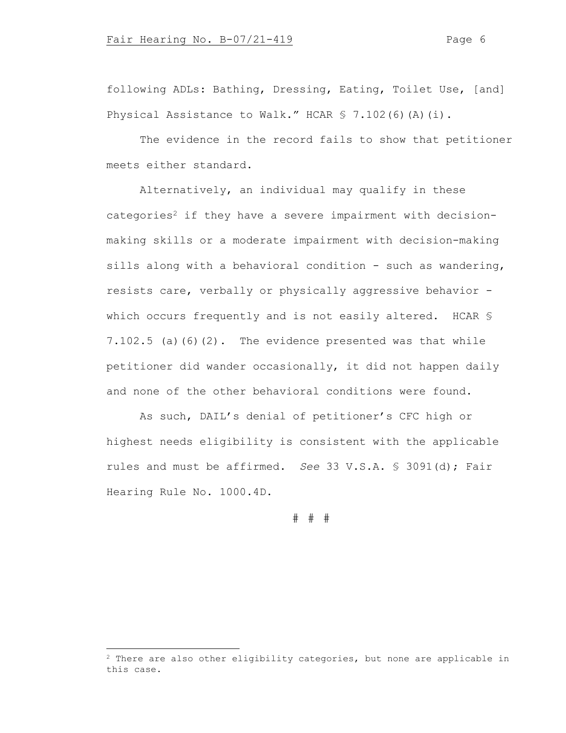following ADLs: Bathing, Dressing, Eating, Toilet Use, [and] Physical Assistance to Walk." HCAR § 7.102(6)(A)(i).

The evidence in the record fails to show that petitioner meets either standard.

Alternatively, an individual may qualify in these categories[2] if they have a severe impairment with decision-making skills or a moderate impairment with decision-making sills along with a behavioral condition - such as wandering, resists care, verbally or physically aggressive behavior - which occurs frequently and is not easily altered. HCAR § 7.102.5 (a)(6)(2). The evidence presented was that while petitioner did wander occasionally, it did not happen daily and none of the other behavioral conditions were found.

As such, DAIL's denial of petitioner's CFC high or highest needs eligibility is consistent with the applicable rules and must be affirmed. *See* 33 V.S.A. § 3091(d); Fair Hearing Rule No. 1000.4D.

# # #

[2] There are also other eligibility categories, but none are applicable in this case.